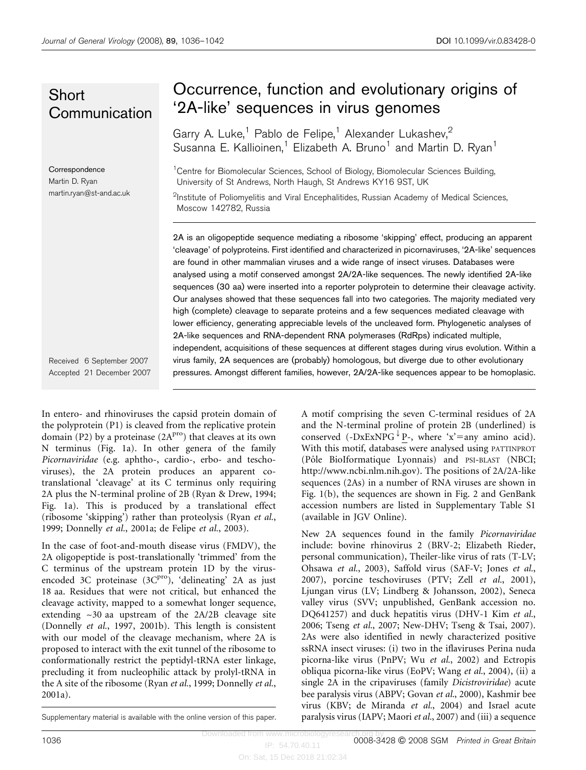Short Communication

# Occurrence, function and evolutionary origins of '2A-like' sequences in virus genomes

Garry A. Luke,[1] Pablo de Felipe,[1] Alexander Lukashev,[2] Susanna E. Kallioinen,[1] Elizabeth A. Bruno[1] and Martin D. Ryan[1]

[1]Centre for Biomolecular Sciences, School of Biology, Biomolecular Sciences Building, University of St Andrews, North Haugh, St Andrews KY16 9ST, UK

[2]Institute of Poliomyelitis and Viral Encephalitides, Russian Academy of Medical Sciences, Moscow 142782, Russia

Correspondence
Martin D. Ryan
martin.ryan@st-and.ac.uk

Received 6 September 2007
Accepted 21 December 2007

2A is an oligopeptide sequence mediating a ribosome 'skipping' effect, producing an apparent 'cleavage' of polyproteins. First identified and characterized in picornaviruses, '2A-like' sequences are found in other mammalian viruses and a wide range of insect viruses. Databases were analysed using a motif conserved amongst 2A/2A-like sequences. The newly identified 2A-like sequences (30 aa) were inserted into a reporter polyprotein to determine their cleavage activity. Our analyses showed that these sequences fall into two categories. The majority mediated very high (complete) cleavage to separate proteins and a few sequences mediated cleavage with lower efficiency, generating appreciable levels of the uncleaved form. Phylogenetic analyses of 2A-like sequences and RNA-dependent RNA polymerases (RdRps) indicated multiple, independent, acquisitions of these sequences at different stages during virus evolution. Within a virus family, 2A sequences are (probably) homologous, but diverge due to other evolutionary pressures. Amongst different families, however, 2A/2A-like sequences appear to be homoplasic.

In entero- and rhinoviruses the capsid protein domain of the polyprotein (P1) is cleaved from the replicative protein domain (P2) by a proteinase ($2A^{pro}$) that cleaves at its own N terminus (Fig. 1a). In other genera of the family *Picornaviridae* (e.g. aphtho-, cardio-, erbo- and teschoviruses), the 2A protein produces an apparent co-translational 'cleavage' at its C terminus only requiring 2A plus the N-terminal proline of 2B (Ryan & Drew, 1994; Fig. 1a). This is produced by a translational effect (ribosome 'skipping') rather than proteolysis (Ryan *et al.*, 1999; Donnelly *et al.*, 2001a; de Felipe *et al.*, 2003).

In the case of foot-and-mouth disease virus (FMDV), the 2A oligopeptide is post-translationally 'trimmed' from the C terminus of the upstream protein 1D by the virus-encoded 3C proteinase ($3C^{pro}$), 'delineating' 2A as just 18 aa. Residues that were not critical, but enhanced the cleavage activity, mapped to a somewhat longer sequence, extending ~30 aa upstream of the 2A/2B cleavage site (Donnelly *et al.*, 1997, 2001b). This length is consistent with our model of the cleavage mechanism, where 2A is proposed to interact with the exit tunnel of the ribosome to conformationally restrict the peptidyl-tRNA ester linkage, precluding it from nucleophilic attack by prolyl-tRNA in the A site of the ribosome (Ryan *et al.*, 1999; Donnelly *et al.*, 2001a).

Supplementary material is available with the online version of this paper.

A motif comprising the seven C-terminal residues of 2A and the N-terminal proline of protein 2B (underlined) is conserved (-DxExNPG$^{\downarrow}$<u>P</u>-, where 'x'=any amino acid). With this motif, databases were analysed using PATTINPROT (Pôle BioIformatique Lyonnais) and PSI-BLAST (NBCI; http://www.ncbi.nlm.nih.gov). The positions of 2A/2A-like sequences (2As) in a number of RNA viruses are shown in Fig. 1(b), the sequences are shown in Fig. 2 and GenBank accession numbers are listed in Supplementary Table S1 (available in JGV Online).

New 2A sequences found in the family *Picornaviridae* include: bovine rhinovirus 2 (BRV-2; Elizabeth Rieder, personal communication), Theiler-like virus of rats (T-LV; Ohsawa *et al.*, 2003), Saffold virus (SAF-V; Jones *et al.*, 2007), porcine teschoviruses (PTV; Zell *et al.*, 2001), Ljungan virus (LV; Lindberg & Johansson, 2002), Seneca valley virus (SVV; unpublished, GenBank accession no. DQ641257) and duck hepatitis virus (DHV-1 Kim *et al.*, 2006; Tseng *et al.*, 2007; New-DHV; Tseng & Tsai, 2007). 2As were also identified in newly characterized positive ssRNA insect viruses: (i) two in the iflaviruses Perina nuda picorna-like virus (PnPV; Wu *et al.*, 2002) and Ectropis obliqua picorna-like virus (EoPV; Wang *et al.*, 2004), (ii) a single 2A in the cripaviruses (family *Dicistroviridae*) acute bee paralysis virus (ABPV; Govan *et al.*, 2000), Kashmir bee virus (KBV; de Miranda *et al.*, 2004) and Israel acute paralysis virus (IAPV; Maori *et al.*, 2007) and (iii) a sequence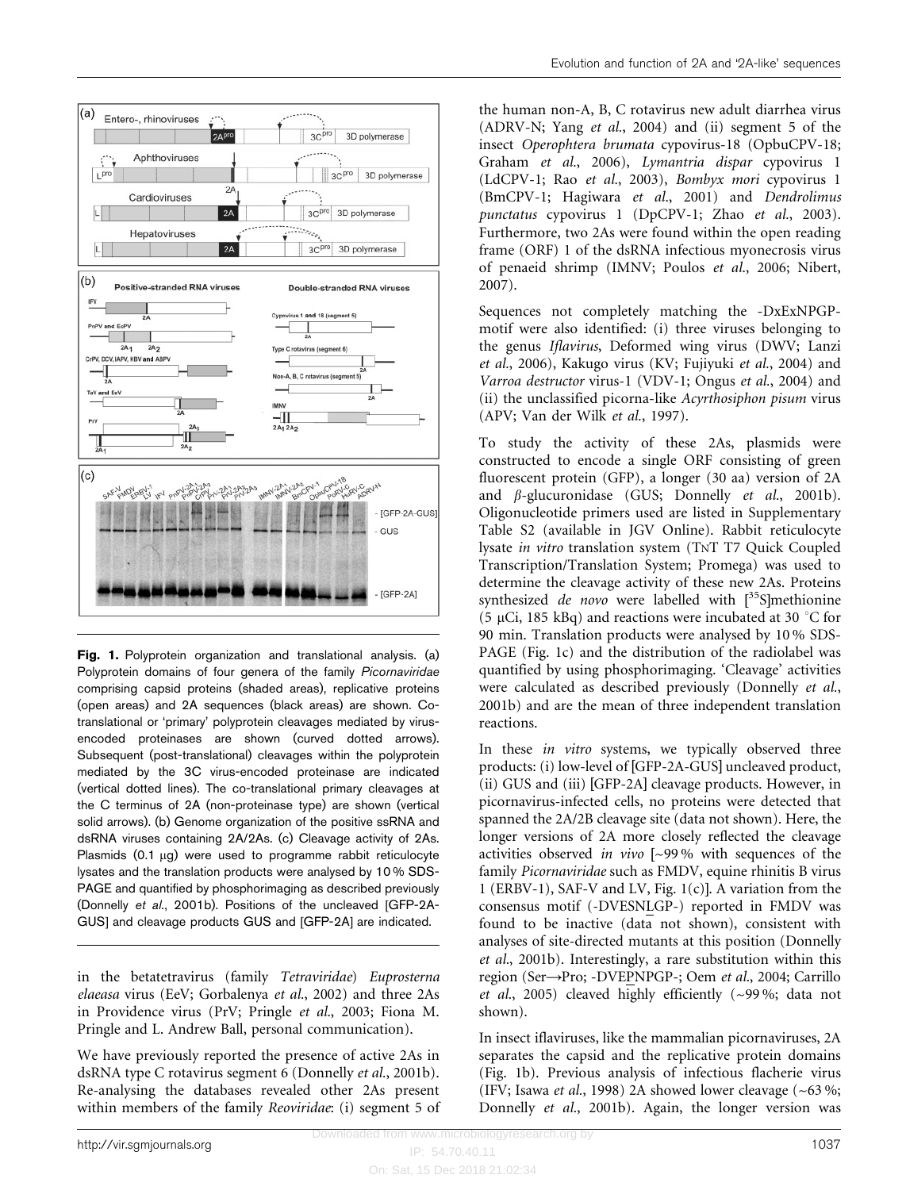**Fig. 1.** Polyprotein organization and translational analysis. (a) Polyprotein domains of four genera of the family *Picornaviridae* comprising capsid proteins (shaded areas), replicative proteins (open areas) and 2A sequences (black areas) are shown. Co-translational or 'primary' polyprotein cleavages mediated by virus-encoded proteinases are shown (curved dotted arrows). Subsequent (post-translational) cleavages within the polyprotein mediated by the 3C virus-encoded proteinase are indicated (vertical dotted lines). The co-translational primary cleavages at the C terminus of 2A (non-proteinase type) are shown (vertical solid arrows). (b) Genome organization of the positive ssRNA and dsRNA viruses containing 2A/2As. (c) Cleavage activity of 2As. Plasmids (0.1 μg) were used to programme rabbit reticulocyte lysates and the translation products were analysed by 10 % SDS-PAGE and quantified by phosphorimaging as described previously (Donnelly *et al.*, 2001b). Positions of the uncleaved [GFP-2A-GUS] and cleavage products GUS and [GFP-2A] are indicated.

in the betatetravirus (family *Tetraviridae*) *Euprosterna elaeasa* virus (EeV; Gorbalenya *et al.*, 2002) and three 2As in Providence virus (PrV; Pringle *et al.*, 2003; Fiona M. Pringle and L. Andrew Ball, personal communication).

We have previously reported the presence of active 2As in dsRNA type C rotavirus segment 6 (Donnelly *et al.*, 2001b). Re-analysing the databases revealed other 2As present within members of the family *Reoviridae*: (i) segment 5 of the human non-A, B, C rotavirus new adult diarrhea virus (ADRV-N; Yang *et al.*, 2004) and (ii) segment 5 of the insect *Operophtera brumata* cypovirus-18 (OpbuCPV-18; Graham *et al.*, 2006), *Lymantria dispar* cypovirus 1 (LdCPV-1; Rao *et al.*, 2003), *Bombyx mori* cypovirus 1 (BmCPV-1; Hagiwara *et al.*, 2001) and *Dendrolimus punctatus* cypovirus 1 (DpCPV-1; Zhao *et al.*, 2003). Furthermore, two 2As were found within the open reading frame (ORF) 1 of the dsRNA infectious myonecrosis virus of penaeid shrimp (IMNV; Poulos *et al.*, 2006; Nibert, 2007).

Sequences not completely matching the -DxExNPGP-motif were also identified: (i) three viruses belonging to the genus *Iflavirus*, Deformed wing virus (DWV; Lanzi *et al.*, 2006), Kakugo virus (KV; Fujiyuki *et al.*, 2004) and *Varroa destructor* virus-1 (VDV-1; Ongus *et al.*, 2004) and (ii) the unclassified picorna-like *Acyrthosiphon pisum* virus (APV; Van der Wilk *et al.*, 1997).

To study the activity of these 2As, plasmids were constructed to encode a single ORF consisting of green fluorescent protein (GFP), a longer (30 aa) version of 2A and *β*-glucuronidase (GUS; Donnelly *et al.*, 2001b). Oligonucleotide primers used are listed in Supplementary Table S2 (available in JGV Online). Rabbit reticulocyte lysate *in vitro* translation system (TNT T7 Quick Coupled Transcription/Translation System; Promega) was used to determine the cleavage activity of these new 2As. Proteins synthesized *de novo* were labelled with [$^{35}$S]methionine (5 μCi, 185 kBq) and reactions were incubated at 30 °C for 90 min. Translation products were analysed by 10 % SDS-PAGE (Fig. 1c) and the distribution of the radiolabel was quantified by using phosphorimaging. 'Cleavage' activities were calculated as described previously (Donnelly *et al.*, 2001b) and are the mean of three independent translation reactions.

In these *in vitro* systems, we typically observed three products: (i) low-level of [GFP-2A-GUS] uncleaved product, (ii) GUS and (iii) [GFP-2A] cleavage products. However, in picornavirus-infected cells, no proteins were detected that spanned the 2A/2B cleavage site (data not shown). Here, the longer versions of 2A more closely reflected the cleavage activities observed *in vivo* [~99 % with sequences of the family *Picornaviridae* such as FMDV, equine rhinitis B virus 1 (ERBV-1), SAF-V and LV, Fig. 1(c)]. A variation from the consensus motif (-DVESNLGP-) reported in FMDV was found to be inactive (data not shown), consistent with analyses of site-directed mutants at this position (Donnelly *et al.*, 2001b). Interestingly, a rare substitution within this region (Ser→Pro; -DVEPNPGP-; Oem *et al.*, 2004; Carrillo *et al.*, 2005) cleaved highly efficiently (~99 %; data not shown).

In insect iflaviruses, like the mammalian picornaviruses, 2A separates the capsid and the replicative protein domains (Fig. 1b). Previous analysis of infectious flacherie virus (IFV; Isawa *et al.*, 1998) 2A showed lower cleavage (~63 %; Donnelly *et al.*, 2001b). Again, the longer version was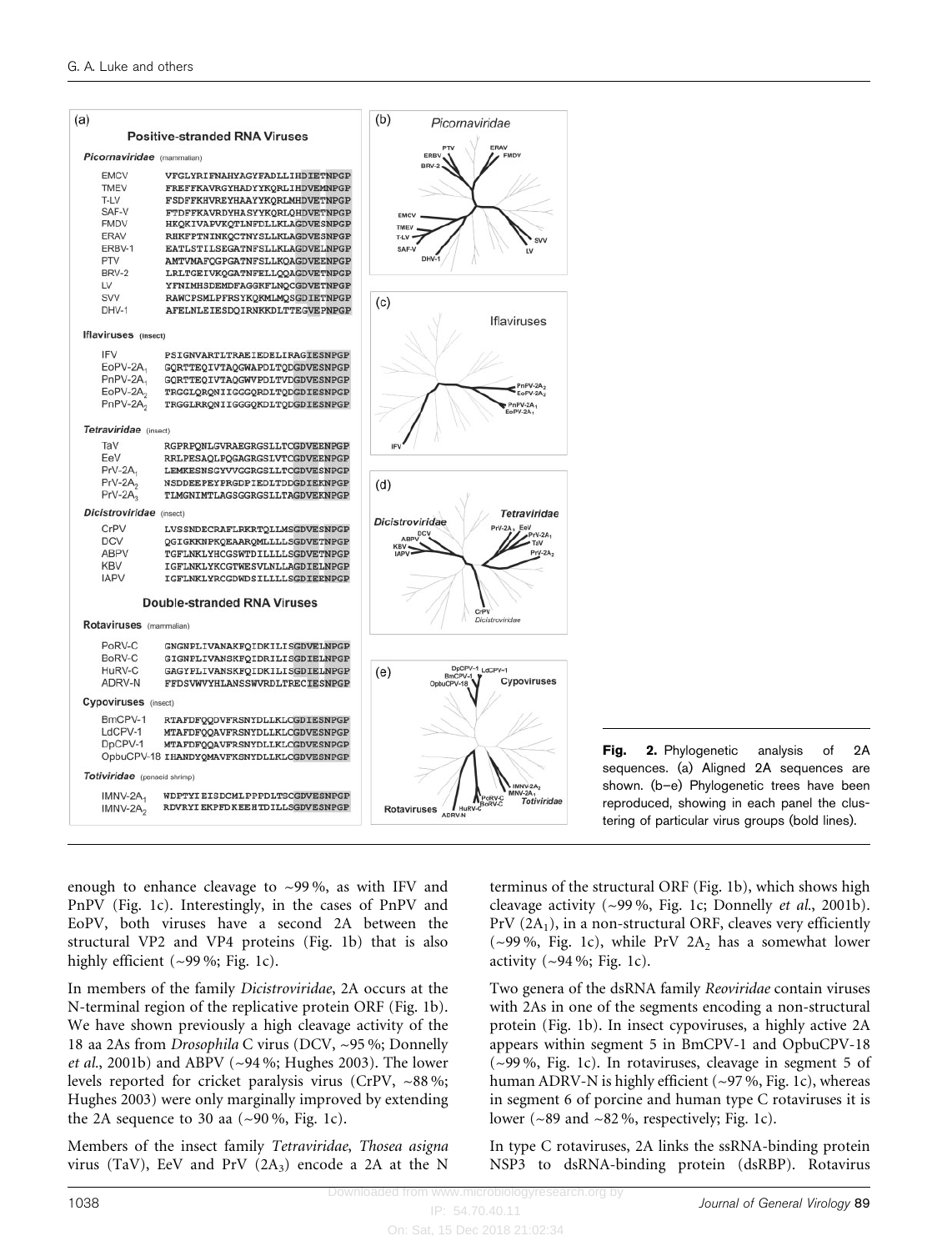**Fig. 2.** Phylogenetic analysis of 2A sequences. (a) Aligned 2A sequences are shown. (b–e) Phylogenetic trees have been reproduced, showing in each panel the clustering of particular virus groups (bold lines).

enough to enhance cleavage to ~99 %, as with IFV and PnPV (Fig. 1c). Interestingly, in the cases of PnPV and EoPV, both viruses have a second 2A between the structural VP2 and VP4 proteins (Fig. 1b) that is also highly efficient (~99 %; Fig. 1c).

In members of the family *Dicistroviridae*, 2A occurs at the N-terminal region of the replicative protein ORF (Fig. 1b). We have shown previously a high cleavage activity of the 18 aa 2As from *Drosophila* C virus (DCV, ~95 %; Donnelly *et al.*, 2001b) and ABPV (~94 %; Hughes 2003). The lower levels reported for cricket paralysis virus (CrPV, ~88 %; Hughes 2003) were only marginally improved by extending the 2A sequence to 30 aa (~90 %, Fig. 1c).

Members of the insect family *Tetraviridae*, *Thosea asigna* virus (TaV), EeV and PrV ($2A_3$) encode a 2A at the N terminus of the structural ORF (Fig. 1b), which shows high cleavage activity (~99 %, Fig. 1c; Donnelly *et al.*, 2001b). PrV ($2A_1$), in a non-structural ORF, cleaves very efficiently (~99 %, Fig. 1c), while PrV $2A_2$ has a somewhat lower activity (~94 %; Fig. 1c).

Two genera of the dsRNA family *Reoviridae* contain viruses with 2As in one of the segments encoding a non-structural protein (Fig. 1b). In insect cypoviruses, a highly active 2A appears within segment 5 in BmCPV-1 and OpbuCPV-18 (~99 %, Fig. 1c). In rotaviruses, cleavage in segment 5 of human ADRV-N is highly efficient (~97 %, Fig. 1c), whereas in segment 6 of porcine and human type C rotaviruses it is lower (~89 and ~82 %, respectively; Fig. 1c).

In type C rotaviruses, 2A links the ssRNA-binding protein NSP3 to dsRNA-binding protein (dsRBP). Rotavirus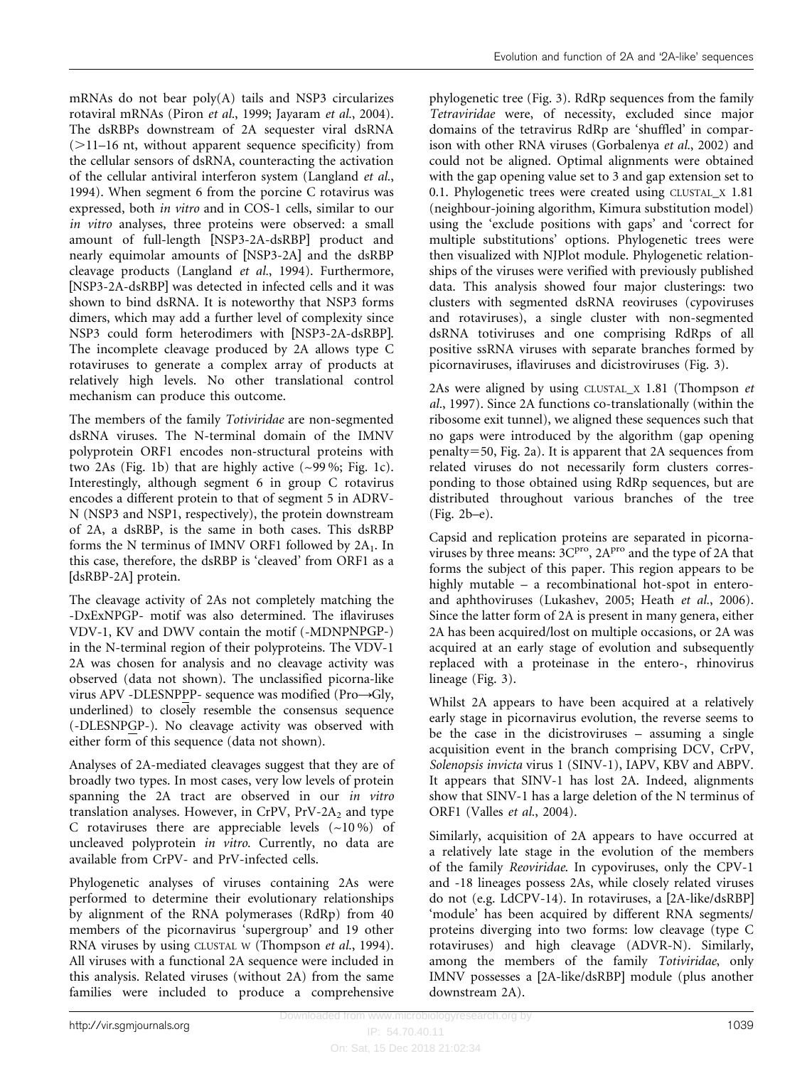mRNAs do not bear poly(A) tails and NSP3 circularizes rotaviral mRNAs (Piron *et al.*, 1999; Jayaram *et al.*, 2004). The dsRBPs downstream of 2A sequester viral dsRNA (>11–16 nt, without apparent sequence specificity) from the cellular sensors of dsRNA, counteracting the activation of the cellular antiviral interferon system (Langland *et al.*, 1994). When segment 6 from the porcine C rotavirus was expressed, both *in vitro* and in COS-1 cells, similar to our *in vitro* analyses, three proteins were observed: a small amount of full-length [NSP3-2A-dsRBP] product and nearly equimolar amounts of [NSP3-2A] and the dsRBP cleavage products (Langland *et al.*, 1994). Furthermore, [NSP3-2A-dsRBP] was detected in infected cells and it was shown to bind dsRNA. It is noteworthy that NSP3 forms dimers, which may add a further level of complexity since NSP3 could form heterodimers with [NSP3-2A-dsRBP]. The incomplete cleavage produced by 2A allows type C rotaviruses to generate a complex array of products at relatively high levels. No other translational control mechanism can produce this outcome.

The members of the family *Totiviridae* are non-segmented dsRNA viruses. The N-terminal domain of the IMNV polyprotein ORF1 encodes non-structural proteins with two 2As (Fig. 1b) that are highly active (~99 %; Fig. 1c). Interestingly, although segment 6 in group C rotavirus encodes a different protein to that of segment 5 in ADRV-N (NSP3 and NSP1, respectively), the protein downstream of 2A, a dsRBP, is the same in both cases. This dsRBP forms the N terminus of IMNV ORF1 followed by $2A_1$. In this case, therefore, the dsRBP is 'cleaved' from ORF1 as a [dsRBP-2A] protein.

The cleavage activity of 2As not completely matching the -DxExNPGP- motif was also determined. The iflaviruses VDV-1, KV and DWV contain the motif (-MDNPNPGP-) in the N-terminal region of their polyproteins. The VDV-1 2A was chosen for analysis and no cleavage activity was observed (data not shown). The unclassified picorna-like virus APV -DLESNPPP- sequence was modified (Pro→Gly, underlined) to closely resemble the consensus sequence (-DLESNPGP-). No cleavage activity was observed with either form of this sequence (data not shown).

Analyses of 2A-mediated cleavages suggest that they are of broadly two types. In most cases, very low levels of protein spanning the 2A tract are observed in our *in vitro* translation analyses. However, in CrPV, PrV-$2A_2$ and type C rotaviruses there are appreciable levels (~10 %) of uncleaved polyprotein *in vitro*. Currently, no data are available from CrPV- and PrV-infected cells.

Phylogenetic analyses of viruses containing 2As were performed to determine their evolutionary relationships by alignment of the RNA polymerases (RdRp) from 40 members of the picornavirus 'supergroup' and 19 other RNA viruses by using CLUSTAL W (Thompson *et al.*, 1994). All viruses with a functional 2A sequence were included in this analysis. Related viruses (without 2A) from the same families were included to produce a comprehensive phylogenetic tree (Fig. 3). RdRp sequences from the family *Tetraviridae* were, of necessity, excluded since major domains of the tetravirus RdRp are 'shuffled' in comparison with other RNA viruses (Gorbalenya *et al.*, 2002) and could not be aligned. Optimal alignments were obtained with the gap opening value set to 3 and gap extension set to 0.1. Phylogenetic trees were created using CLUSTAL_X 1.81 (neighbour-joining algorithm, Kimura substitution model) using the 'exclude positions with gaps' and 'correct for multiple substitutions' options. Phylogenetic trees were then visualized with NJPlot module. Phylogenetic relationships of the viruses were verified with previously published data. This analysis showed four major clusterings: two clusters with segmented dsRNA reoviruses (cypoviruses and rotaviruses), a single cluster with non-segmented dsRNA totiviruses and one comprising RdRps of all positive ssRNA viruses with separate branches formed by picornaviruses, iflaviruses and dicistroviruses (Fig. 3).

2As were aligned by using CLUSTAL_X 1.81 (Thompson *et al.*, 1997). Since 2A functions co-translationally (within the ribosome exit tunnel), we aligned these sequences such that no gaps were introduced by the algorithm (gap opening penalty=50, Fig. 2a). It is apparent that 2A sequences from related viruses do not necessarily form clusters corresponding to those obtained using RdRp sequences, but are distributed throughout various branches of the tree (Fig. 2b–e).

Capsid and replication proteins are separated in picornaviruses by three means: $3C^{pro}$, $2A^{pro}$ and the type of 2A that forms the subject of this paper. This region appears to be highly mutable – a recombinational hot-spot in entero- and aphthoviruses (Lukashev, 2005; Heath *et al.*, 2006). Since the latter form of 2A is present in many genera, either 2A has been acquired/lost on multiple occasions, or 2A was acquired at an early stage of evolution and subsequently replaced with a proteinase in the entero-, rhinovirus lineage (Fig. 3).

Whilst 2A appears to have been acquired at a relatively early stage in picornavirus evolution, the reverse seems to be the case in the dicistroviruses – assuming a single acquisition event in the branch comprising DCV, CrPV, *Solenopsis invicta* virus 1 (SINV-1), IAPV, KBV and ABPV. It appears that SINV-1 has lost 2A. Indeed, alignments show that SINV-1 has a large deletion of the N terminus of ORF1 (Valles *et al.*, 2004).

Similarly, acquisition of 2A appears to have occurred at a relatively late stage in the evolution of the members of the family *Reoviridae*. In cypoviruses, only the CPV-1 and -18 lineages possess 2As, while closely related viruses do not (e.g. LdCPV-14). In rotaviruses, a [2A-like/dsRBP] 'module' has been acquired by different RNA segments/proteins diverging into two forms: low cleavage (type C rotaviruses) and high cleavage (ADVR-N). Similarly, among the members of the family *Totiviridae*, only IMNV possesses a [2A-like/dsRBP] module (plus another downstream 2A).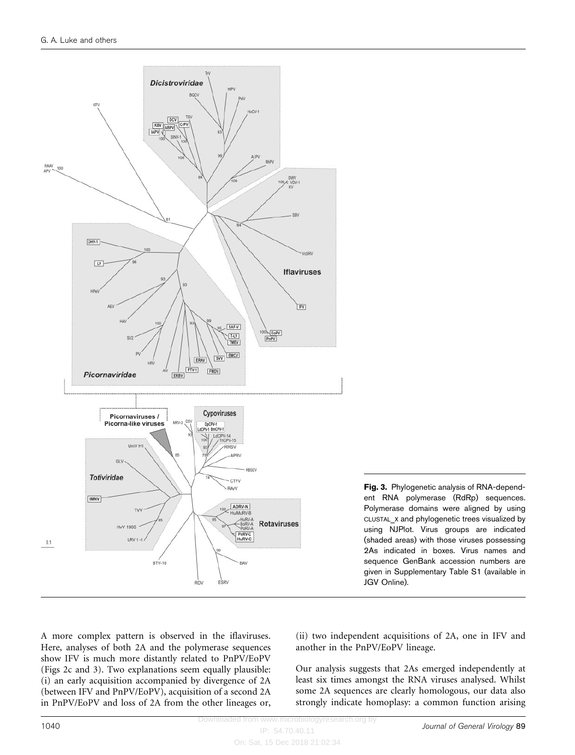**Fig. 3.** Phylogenetic analysis of RNA-dependent RNA polymerase (RdRp) sequences. Polymerase domains were aligned by using CLUSTAL_X and phylogenetic trees visualized by using NJPlot. Virus groups are indicated (shaded areas) with those viruses possessing 2As indicated in boxes. Virus names and sequence GenBank accession numbers are given in Supplementary Table S1 (available in JGV Online).

A more complex pattern is observed in the iflaviruses. Here, analyses of both 2A and the polymerase sequences show IFV is much more distantly related to PnPV/EoPV (Figs 2c and 3). Two explanations seem equally plausible: (i) an early acquisition accompanied by divergence of 2A (between IFV and PnPV/EoPV), acquisition of a second 2A in PnPV/EoPV and loss of 2A from the other lineages or, (ii) two independent acquisitions of 2A, one in IFV and another in the PnPV/EoPV lineage.

Our analysis suggests that 2As emerged independently at least six times amongst the RNA viruses analysed. Whilst some 2A sequences are clearly homologous, our data also strongly indicate homoplasy: a common function arising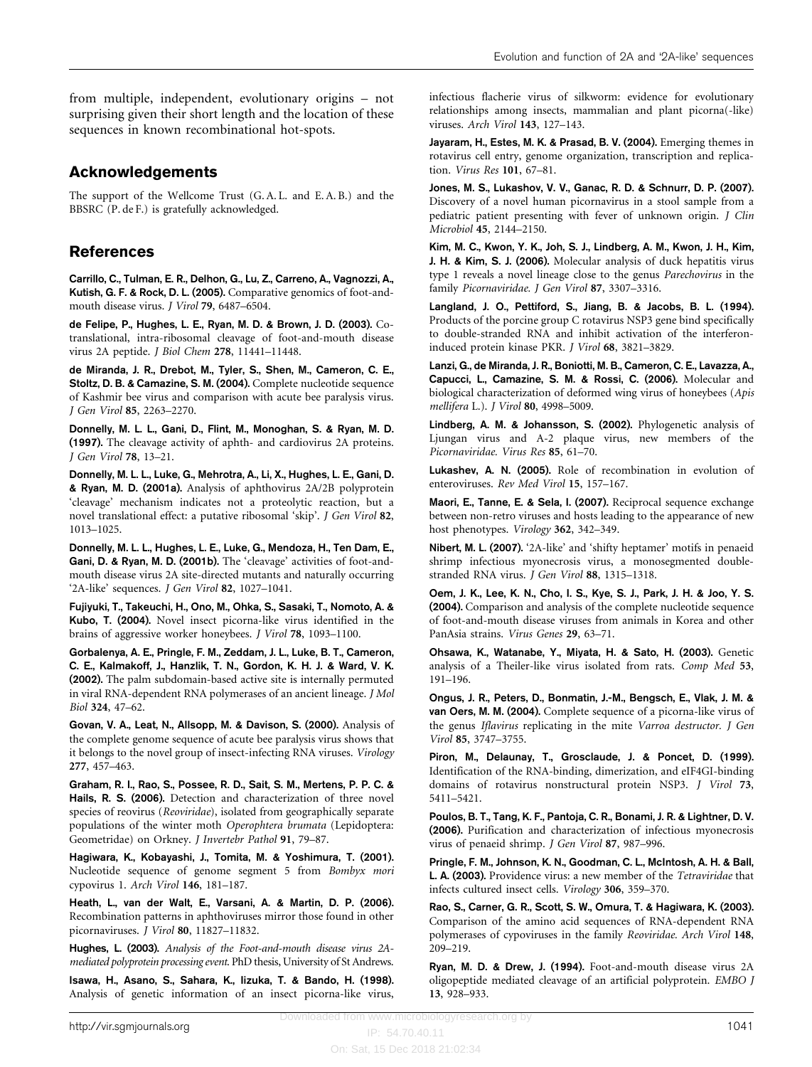from multiple, independent, evolutionary origins – not surprising given their short length and the location of these sequences in known recombinational hot-spots.

## Acknowledgements

The support of the Wellcome Trust (G. A. L. and E. A. B.) and the BBSRC (P. de F.) is gratefully acknowledged.

## References

**Carrillo, C., Tulman, E. R., Delhon, G., Lu, Z., Carreno, A., Vagnozzi, A., Kutish, G. F. & Rock, D. L. (2005).** Comparative genomics of foot-and-mouth disease virus. *J Virol* **79**, 6487–6504.

**de Felipe, P., Hughes, L. E., Ryan, M. D. & Brown, J. D. (2003).** Co-translational, intra-ribosomal cleavage of foot-and-mouth disease virus 2A peptide. *J Biol Chem* **278**, 11441–11448.

**de Miranda, J. R., Drebot, M., Tyler, S., Shen, M., Cameron, C. E., Stoltz, D. B. & Camazine, S. M. (2004).** Complete nucleotide sequence of Kashmir bee virus and comparison with acute bee paralysis virus. *J Gen Virol* **85**, 2263–2270.

**Donnelly, M. L. L., Gani, D., Flint, M., Monoghan, S. & Ryan, M. D. (1997).** The cleavage activity of aphth- and cardiovirus 2A proteins. *J Gen Virol* **78**, 13–21.

**Donnelly, M. L. L., Luke, G., Mehrotra, A., Li, X., Hughes, L. E., Gani, D. & Ryan, M. D. (2001a).** Analysis of aphthovirus 2A/2B polyprotein 'cleavage' mechanism indicates not a proteolytic reaction, but a novel translational effect: a putative ribosomal 'skip'. *J Gen Virol* **82**, 1013–1025.

**Donnelly, M. L. L., Hughes, L. E., Luke, G., Mendoza, H., Ten Dam, E., Gani, D. & Ryan, M. D. (2001b).** The 'cleavage' activities of foot-and-mouth disease virus 2A site-directed mutants and naturally occurring '2A-like' sequences. *J Gen Virol* **82**, 1027–1041.

**Fujiyuki, T., Takeuchi, H., Ono, M., Ohka, S., Sasaki, T., Nomoto, A. & Kubo, T. (2004).** Novel insect picorna-like virus identified in the brains of aggressive worker honeybees. *J Virol* **78**, 1093–1100.

**Gorbalenya, A. E., Pringle, F. M., Zeddam, J. L., Luke, B. T., Cameron, C. E., Kalmakoff, J., Hanzlik, T. N., Gordon, K. H. J. & Ward, V. K. (2002).** The palm subdomain-based active site is internally permuted in viral RNA-dependent RNA polymerases of an ancient lineage. *J Mol Biol* **324**, 47–62.

**Govan, V. A., Leat, N., Allsopp, M. & Davison, S. (2000).** Analysis of the complete genome sequence of acute bee paralysis virus shows that it belongs to the novel group of insect-infecting RNA viruses. *Virology* **277**, 457–463.

**Graham, R. I., Rao, S., Possee, R. D., Sait, S. M., Mertens, P. P. C. & Hails, R. S. (2006).** Detection and characterization of three novel species of reovirus (*Reoviridae*), isolated from geographically separate populations of the winter moth *Operophtera brumata* (Lepidoptera: Geometridae) on Orkney. *J Invertebr Pathol* **91**, 79–87.

**Hagiwara, K., Kobayashi, J., Tomita, M. & Yoshimura, T. (2001).** Nucleotide sequence of genome segment 5 from *Bombyx mori* cypovirus 1. *Arch Virol* **146**, 181–187.

**Heath, L., van der Walt, E., Varsani, A. & Martin, D. P. (2006).** Recombination patterns in aphthoviruses mirror those found in other picornaviruses. *J Virol* **80**, 11827–11832.

**Hughes, L. (2003).** *Analysis of the Foot-and-mouth disease virus 2A-mediated polyprotein processing event.* PhD thesis, University of St Andrews.

**Isawa, H., Asano, S., Sahara, K., Iizuka, T. & Bando, H. (1998).** Analysis of genetic information of an insect picorna-like virus, infectious flacherie virus of silkworm: evidence for evolutionary relationships among insects, mammalian and plant picorna(-like) viruses. *Arch Virol* **143**, 127–143.

**Jayaram, H., Estes, M. K. & Prasad, B. V. (2004).** Emerging themes in rotavirus cell entry, genome organization, transcription and replication. *Virus Res* **101**, 67–81.

**Jones, M. S., Lukashov, V. V., Ganac, R. D. & Schnurr, D. P. (2007).** Discovery of a novel human picornavirus in a stool sample from a pediatric patient presenting with fever of unknown origin. *J Clin Microbiol* **45**, 2144–2150.

**Kim, M. C., Kwon, Y. K., Joh, S. J., Lindberg, A. M., Kwon, J. H., Kim, J. H. & Kim, S. J. (2006).** Molecular analysis of duck hepatitis virus type 1 reveals a novel lineage close to the genus *Parechovirus* in the family *Picornaviridae*. *J Gen Virol* **87**, 3307–3316.

**Langland, J. O., Pettiford, S., Jiang, B. & Jacobs, B. L. (1994).** Products of the porcine group C rotavirus NSP3 gene bind specifically to double-stranded RNA and inhibit activation of the interferon-induced protein kinase PKR. *J Virol* **68**, 3821–3829.

**Lanzi, G., de Miranda, J. R., Boniotti, M. B., Cameron, C. E., Lavazza, A., Capucci, L., Camazine, S. M. & Rossi, C. (2006).** Molecular and biological characterization of deformed wing virus of honeybees (*Apis mellifera* L.). *J Virol* **80**, 4998–5009.

**Lindberg, A. M. & Johansson, S. (2002).** Phylogenetic analysis of Ljungan virus and A-2 plaque virus, new members of the *Picornaviridae*. *Virus Res* **85**, 61–70.

**Lukashev, A. N. (2005).** Role of recombination in evolution of enteroviruses. *Rev Med Virol* **15**, 157–167.

**Maori, E., Tanne, E. & Sela, I. (2007).** Reciprocal sequence exchange between non-retro viruses and hosts leading to the appearance of new host phenotypes. *Virology* **362**, 342–349.

**Nibert, M. L. (2007).** '2A-like' and 'shifty heptamer' motifs in penaeid shrimp infectious myonecrosis virus, a monosegmented double-stranded RNA virus. *J Gen Virol* **88**, 1315–1318.

**Oem, J. K., Lee, K. N., Cho, I. S., Kye, S. J., Park, J. H. & Joo, Y. S. (2004).** Comparison and analysis of the complete nucleotide sequence of foot-and-mouth disease viruses from animals in Korea and other PanAsia strains. *Virus Genes* **29**, 63–71.

**Ohsawa, K., Watanabe, Y., Miyata, H. & Sato, H. (2003).** Genetic analysis of a Theiler-like virus isolated from rats. *Comp Med* **53**, 191–196.

**Ongus, J. R., Peters, D., Bonmatin, J.-M., Bengsch, E., Vlak, J. M. & van Oers, M. M. (2004).** Complete sequence of a picorna-like virus of the genus *Iflavirus* replicating in the mite *Varroa destructor*. *J Gen Virol* **85**, 3747–3755.

**Piron, M., Delaunay, T., Grosclaude, J. & Poncet, D. (1999).** Identification of the RNA-binding, dimerization, and eIF4GI-binding domains of rotavirus nonstructural protein NSP3. *J Virol* **73**, 5411–5421.

**Poulos, B. T., Tang, K. F., Pantoja, C. R., Bonami, J. R. & Lightner, D. V. (2006).** Purification and characterization of infectious myonecrosis virus of penaeid shrimp. *J Gen Virol* **87**, 987–996.

**Pringle, F. M., Johnson, K. N., Goodman, C. L., McIntosh, A. H. & Ball, L. A. (2003).** Providence virus: a new member of the *Tetraviridae* that infects cultured insect cells. *Virology* **306**, 359–370.

**Rao, S., Carner, G. R., Scott, S. W., Omura, T. & Hagiwara, K. (2003).** Comparison of the amino acid sequences of RNA-dependent RNA polymerases of cypoviruses in the family *Reoviridae*. *Arch Virol* **148**, 209–219.

**Ryan, M. D. & Drew, J. (1994).** Foot-and-mouth disease virus 2A oligopeptide mediated cleavage of an artificial polyprotein. *EMBO J* **13**, 928–933.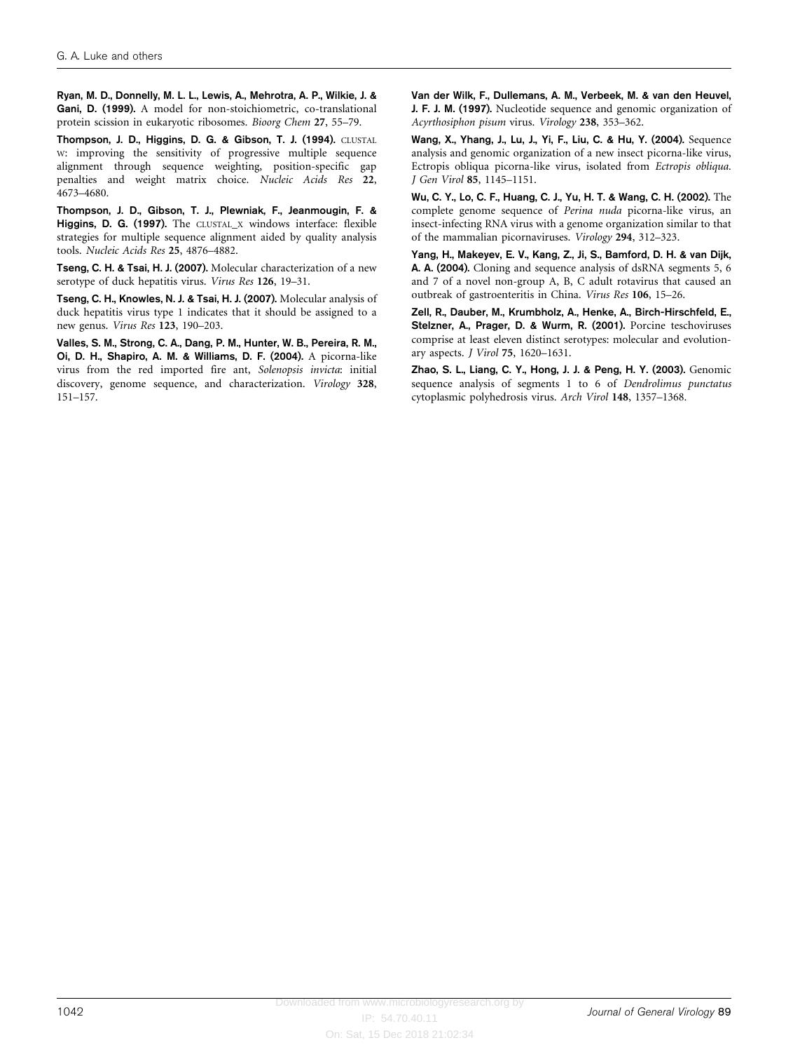**Ryan, M. D., Donnelly, M. L. L., Lewis, A., Mehrotra, A. P., Wilkie, J. & Gani, D. (1999).** A model for non-stoichiometric, co-translational protein scission in eukaryotic ribosomes. *Bioorg Chem* **27**, 55–79.

**Thompson, J. D., Higgins, D. G. & Gibson, T. J. (1994).** CLUSTAL W: improving the sensitivity of progressive multiple sequence alignment through sequence weighting, position-specific gap penalties and weight matrix choice. *Nucleic Acids Res* **22**, 4673–4680.

**Thompson, J. D., Gibson, T. J., Plewniak, F., Jeanmougin, F. & Higgins, D. G. (1997).** The CLUSTAL_X windows interface: flexible strategies for multiple sequence alignment aided by quality analysis tools. *Nucleic Acids Res* **25**, 4876–4882.

**Tseng, C. H. & Tsai, H. J. (2007).** Molecular characterization of a new serotype of duck hepatitis virus. *Virus Res* **126**, 19–31.

**Tseng, C. H., Knowles, N. J. & Tsai, H. J. (2007).** Molecular analysis of duck hepatitis virus type 1 indicates that it should be assigned to a new genus. *Virus Res* **123**, 190–203.

**Valles, S. M., Strong, C. A., Dang, P. M., Hunter, W. B., Pereira, R. M., Oi, D. H., Shapiro, A. M. & Williams, D. F. (2004).** A picorna-like virus from the red imported fire ant, *Solenopsis invicta*: initial discovery, genome sequence, and characterization. *Virology* **328**, 151–157.

**Van der Wilk, F., Dullemans, A. M., Verbeek, M. & van den Heuvel, J. F. J. M. (1997).** Nucleotide sequence and genomic organization of *Acyrthosiphon pisum* virus. *Virology* **238**, 353–362.

**Wang, X., Yhang, J., Lu, J., Yi, F., Liu, C. & Hu, Y. (2004).** Sequence analysis and genomic organization of a new insect picorna-like virus, Ectropis obliqua picorna-like virus, isolated from *Ectropis obliqua*. *J Gen Virol* **85**, 1145–1151.

**Wu, C. Y., Lo, C. F., Huang, C. J., Yu, H. T. & Wang, C. H. (2002).** The complete genome sequence of *Perina nuda* picorna-like virus, an insect-infecting RNA virus with a genome organization similar to that of the mammalian picornaviruses. *Virology* **294**, 312–323.

**Yang, H., Makeyev, E. V., Kang, Z., Ji, S., Bamford, D. H. & van Dijk, A. A. (2004).** Cloning and sequence analysis of dsRNA segments 5, 6 and 7 of a novel non-group A, B, C adult rotavirus that caused an outbreak of gastroenteritis in China. *Virus Res* **106**, 15–26.

**Zell, R., Dauber, M., Krumbholz, A., Henke, A., Birch-Hirschfeld, E., Stelzner, A., Prager, D. & Wurm, R. (2001).** Porcine teschoviruses comprise at least eleven distinct serotypes: molecular and evolutionary aspects. *J Virol* **75**, 1620–1631.

**Zhao, S. L., Liang, C. Y., Hong, J. J. & Peng, H. Y. (2003).** Genomic sequence analysis of segments 1 to 6 of *Dendrolimus punctatus* cytoplasmic polyhedrosis virus. *Arch Virol* **148**, 1357–1368.